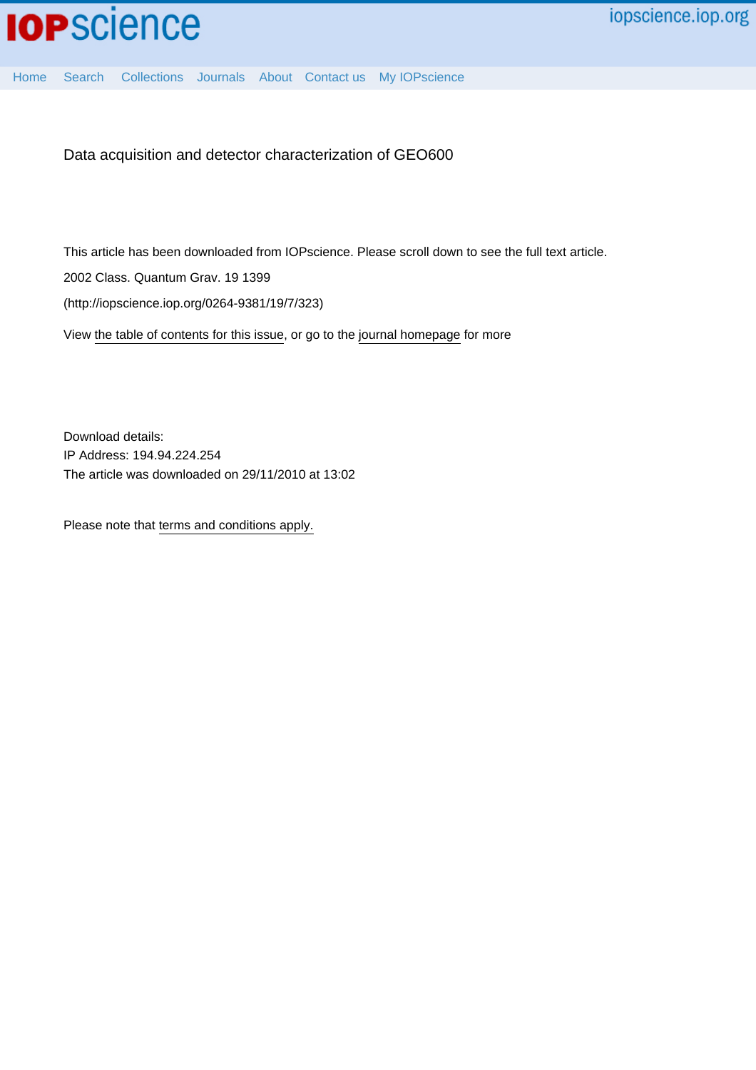Data acquisition and detector characterization of GEO600

This article has been downloaded from IOPscience. Please scroll down to see the full text article.

2002 Class. Quantum Grav. 19 1399

(http://iopscience.iop.org/0264-9381/19/7/323)

View the table of contents for this issue, or go to the journal homepage for more

Download details:
IP Address: 194.94.224.254
The article was downloaded on 29/11/2010 at 13:02

Please note that terms and conditions apply.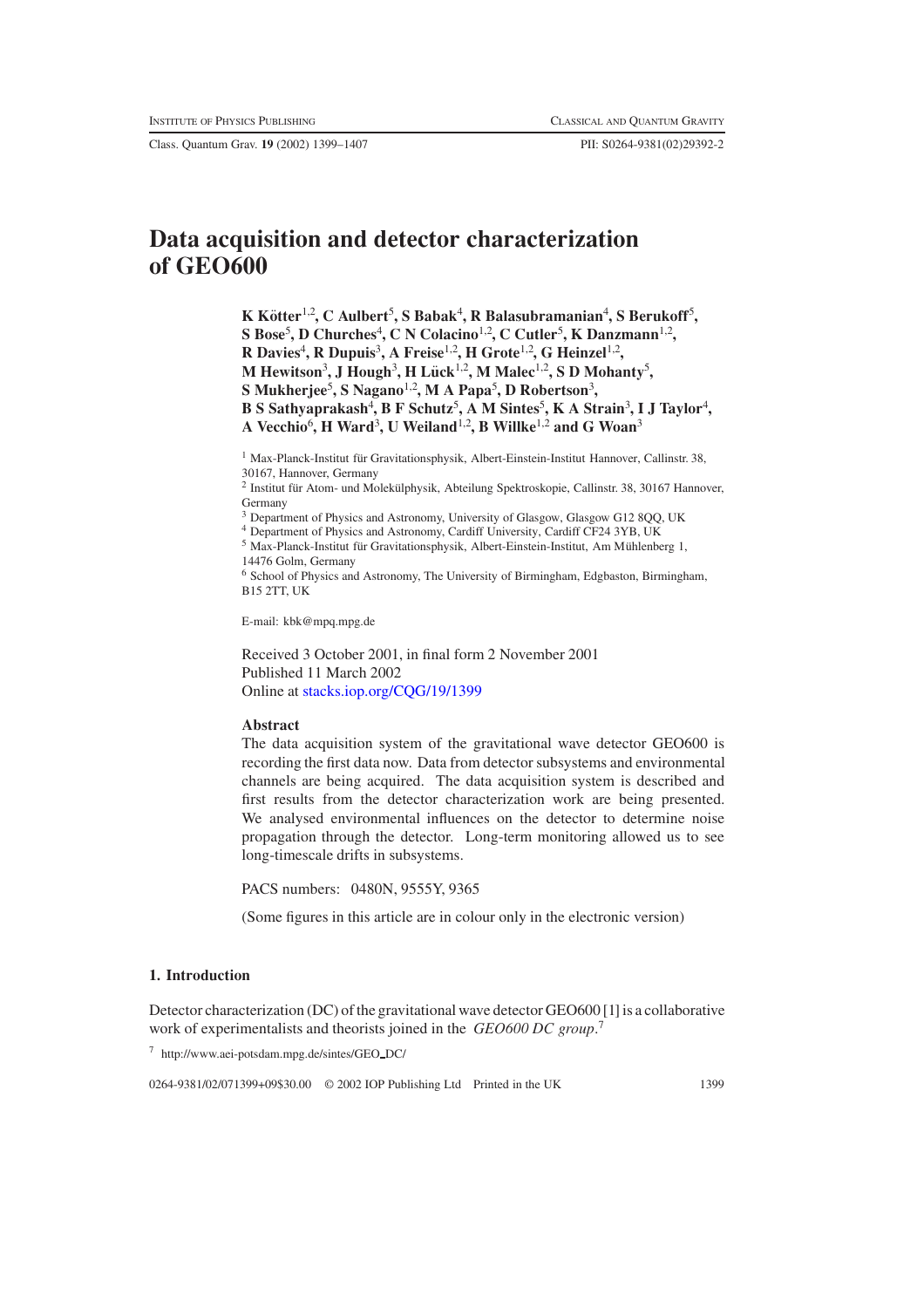# Data acquisition and detector characterization of GEO600

**K Kötter[1,2], C Aulbert[5], S Babak[4], R Balasubramanian[4], S Berukoff[5], S Bose[5], D Churches[4], C N Colacino[1,2], C Cutler[5], K Danzmann[1,2], R Davies[4], R Dupuis[3], A Freise[1,2], H Grote[1,2], G Heinzel[1,2], M Hewitson[3], J Hough[3], H Lück[1,2], M Malec[1,2], S D Mohanty[5], S Mukherjee[5], S Nagano[1,2], M A Papa[5], D Robertson[3], B S Sathyaprakash[4], B F Schutz[5], A M Sintes[5], K A Strain[3], I J Taylor[4], A Vecchio[6], H Ward[3], U Weiland[1,2], B Willke[1,2] and G Woan[3]**

[1] Max-Planck-Institut für Gravitationsphysik, Albert-Einstein-Institut Hannover, Callinstr. 38, 30167, Hannover, Germany

[2] Institut für Atom- und Molekülphysik, Abteilung Spektroskopie, Callinstr. 38, 30167 Hannover, Germany

[3] Department of Physics and Astronomy, University of Glasgow, Glasgow G12 8QQ, UK

[4] Department of Physics and Astronomy, Cardiff University, Cardiff CF24 3YB, UK

[5] Max-Planck-Institut für Gravitationsphysik, Albert-Einstein-Institut, Am Mühlenberg 1, 14476 Golm, Germany

[6] School of Physics and Astronomy, The University of Birmingham, Edgbaston, Birmingham, B15 2TT, UK

E-mail: kbk@mpq.mpg.de

Received 3 October 2001, in final form 2 November 2001
Published 11 March 2002
Online at stacks.iop.org/CQG/19/1399

## Abstract

The data acquisition system of the gravitational wave detector GEO600 is recording the first data now. Data from detector subsystems and environmental channels are being acquired. The data acquisition system is described and first results from the detector characterization work are being presented. We analysed environmental influences on the detector to determine noise propagation through the detector. Long-term monitoring allowed us to see long-timescale drifts in subsystems.

PACS numbers: 0480N, 9555Y, 9365

(Some figures in this article are in colour only in the electronic version)

## 1. Introduction

Detector characterization (DC) of the gravitational wave detector GEO600 [1] is a collaborative work of experimentalists and theorists joined in the *GEO600 DC group*.[7]

[7] http://www.aei-potsdam.mpg.de/sintes/GEO_DC/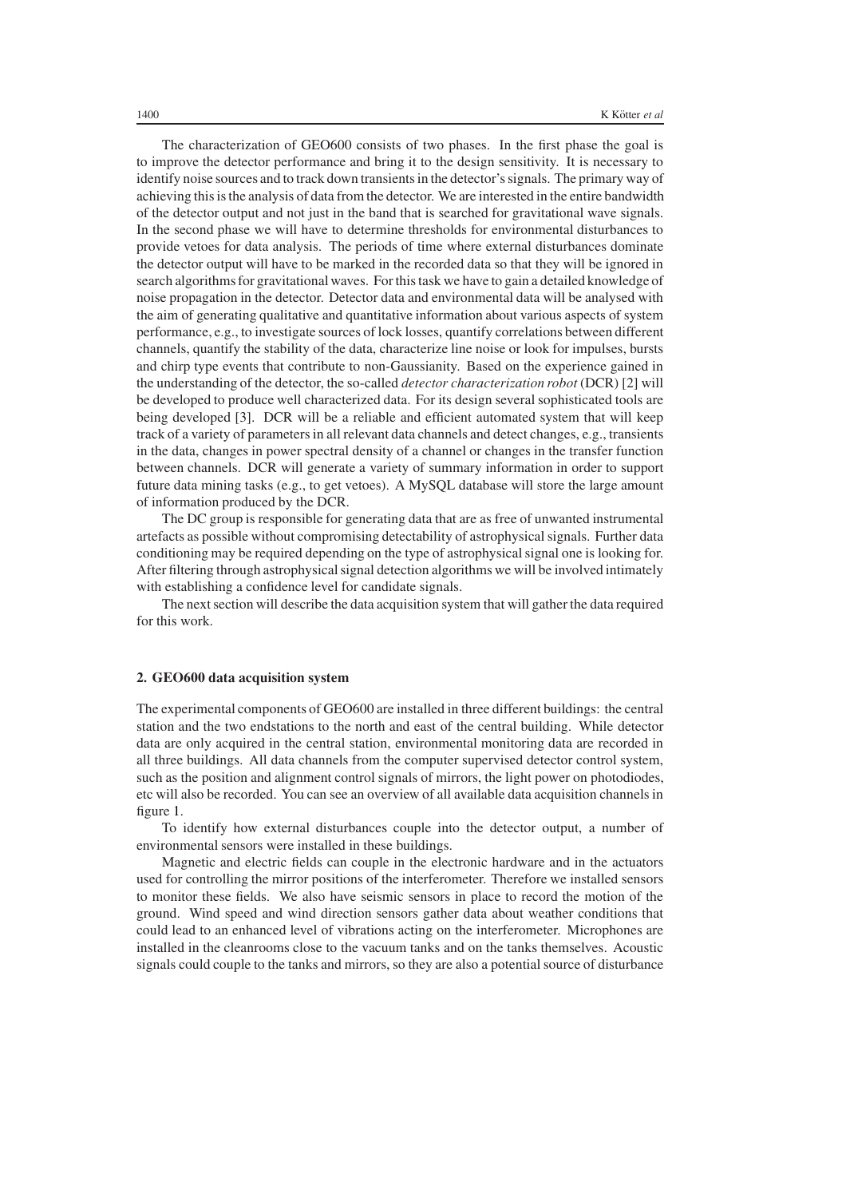The characterization of GEO600 consists of two phases. In the first phase the goal is to improve the detector performance and bring it to the design sensitivity. It is necessary to identify noise sources and to track down transients in the detector's signals. The primary way of achieving this is the analysis of data from the detector. We are interested in the entire bandwidth of the detector output and not just in the band that is searched for gravitational wave signals. In the second phase we will have to determine thresholds for environmental disturbances to provide vetoes for data analysis. The periods of time where external disturbances dominate the detector output will have to be marked in the recorded data so that they will be ignored in search algorithms for gravitational waves. For this task we have to gain a detailed knowledge of noise propagation in the detector. Detector data and environmental data will be analysed with the aim of generating qualitative and quantitative information about various aspects of system performance, e.g., to investigate sources of lock losses, quantify correlations between different channels, quantify the stability of the data, characterize line noise or look for impulses, bursts and chirp type events that contribute to non-Gaussianity. Based on the experience gained in the understanding of the detector, the so-called *detector characterization robot* (DCR) [2] will be developed to produce well characterized data. For its design several sophisticated tools are being developed [3]. DCR will be a reliable and efficient automated system that will keep track of a variety of parameters in all relevant data channels and detect changes, e.g., transients in the data, changes in power spectral density of a channel or changes in the transfer function between channels. DCR will generate a variety of summary information in order to support future data mining tasks (e.g., to get vetoes). A MySQL database will store the large amount of information produced by the DCR.

The DC group is responsible for generating data that are as free of unwanted instrumental artefacts as possible without compromising detectability of astrophysical signals. Further data conditioning may be required depending on the type of astrophysical signal one is looking for. After filtering through astrophysical signal detection algorithms we will be involved intimately with establishing a confidence level for candidate signals.

The next section will describe the data acquisition system that will gather the data required for this work.

## 2. GEO600 data acquisition system

The experimental components of GEO600 are installed in three different buildings: the central station and the two endstations to the north and east of the central building. While detector data are only acquired in the central station, environmental monitoring data are recorded in all three buildings. All data channels from the computer supervised detector control system, such as the position and alignment control signals of mirrors, the light power on photodiodes, etc will also be recorded. You can see an overview of all available data acquisition channels in figure 1.

To identify how external disturbances couple into the detector output, a number of environmental sensors were installed in these buildings.

Magnetic and electric fields can couple in the electronic hardware and in the actuators used for controlling the mirror positions of the interferometer. Therefore we installed sensors to monitor these fields. We also have seismic sensors in place to record the motion of the ground. Wind speed and wind direction sensors gather data about weather conditions that could lead to an enhanced level of vibrations acting on the interferometer. Microphones are installed in the cleanrooms close to the vacuum tanks and on the tanks themselves. Acoustic signals could couple to the tanks and mirrors, so they are also a potential source of disturbance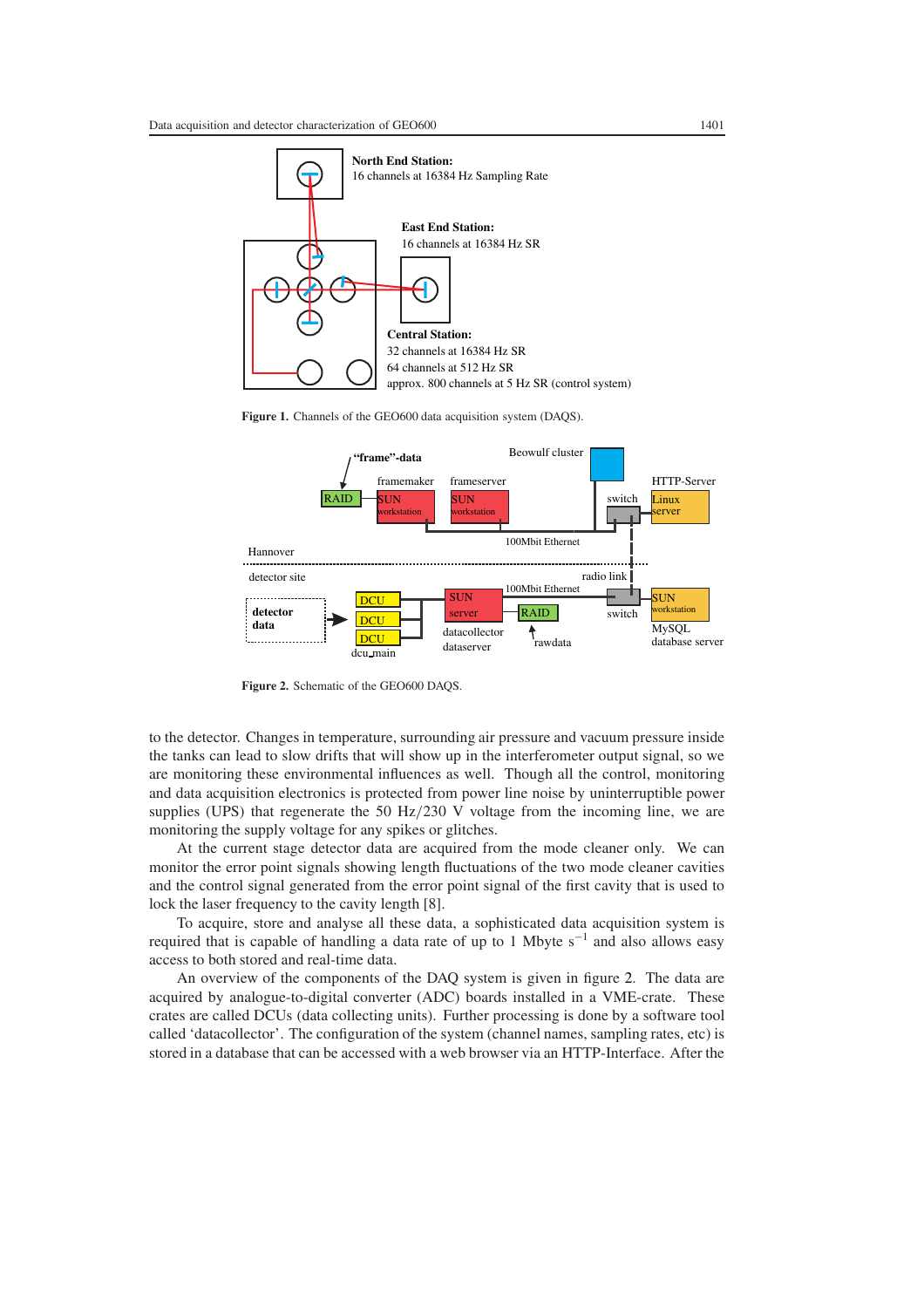**Figure 1.** Channels of the GEO600 data acquisition system (DAQS).

**Figure 2.** Schematic of the GEO600 DAQS.

to the detector. Changes in temperature, surrounding air pressure and vacuum pressure inside the tanks can lead to slow drifts that will show up in the interferometer output signal, so we are monitoring these environmental influences as well. Though all the control, monitoring and data acquisition electronics is protected from power line noise by uninterruptible power supplies (UPS) that regenerate the 50 Hz/230 V voltage from the incoming line, we are monitoring the supply voltage for any spikes or glitches.

At the current stage detector data are acquired from the mode cleaner only. We can monitor the error point signals showing length fluctuations of the two mode cleaner cavities and the control signal generated from the error point signal of the first cavity that is used to lock the laser frequency to the cavity length [8].

To acquire, store and analyse all these data, a sophisticated data acquisition system is required that is capable of handling a data rate of up to 1 Mbyte $s^{-1}$ and also allows easy access to both stored and real-time data.

An overview of the components of the DAQ system is given in figure 2. The data are acquired by analogue-to-digital converter (ADC) boards installed in a VME-crate. These crates are called DCUs (data collecting units). Further processing is done by a software tool called 'datacollector'. The configuration of the system (channel names, sampling rates, etc) is stored in a database that can be accessed with a web browser via an HTTP-Interface. After the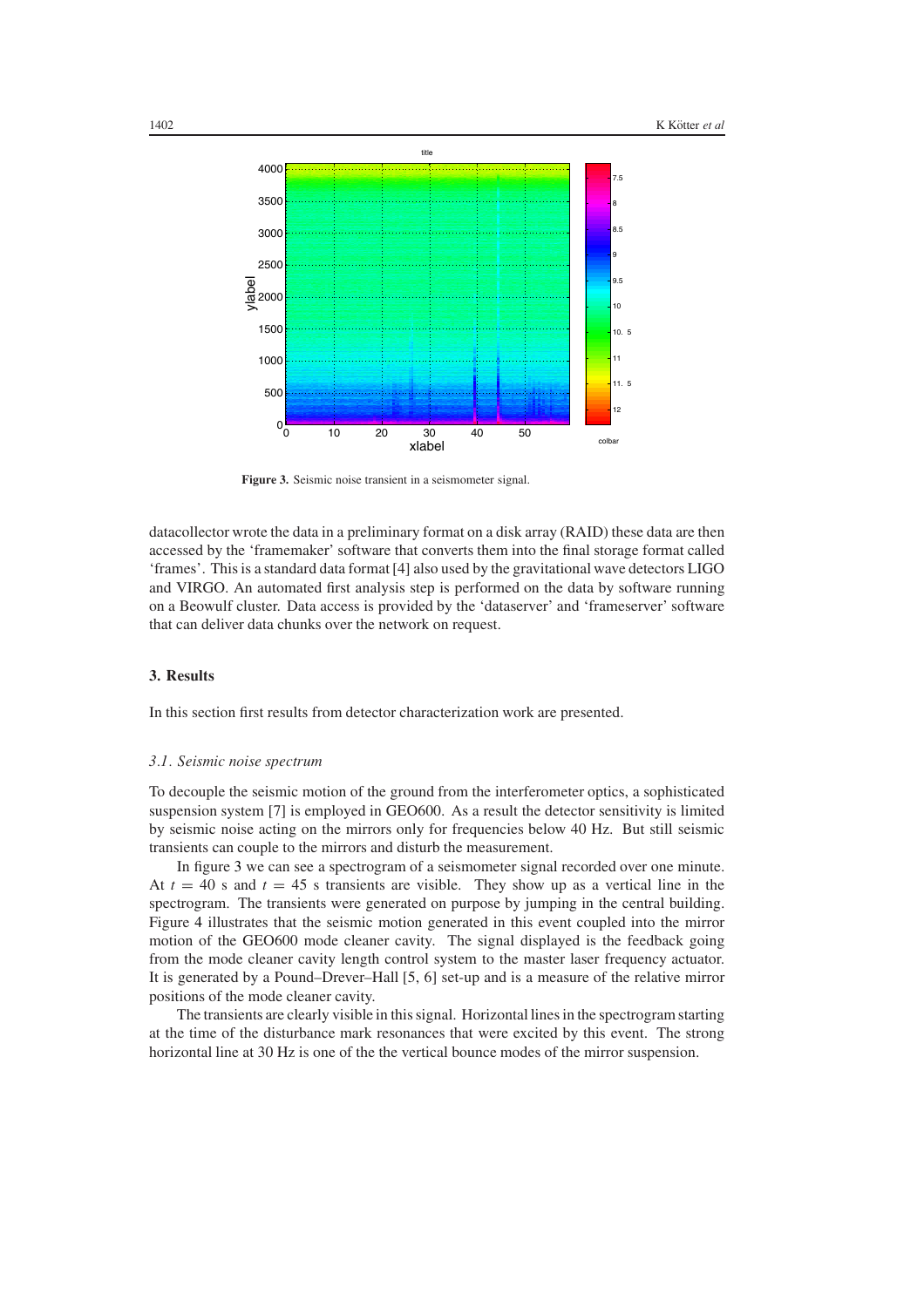**Figure 3.** Seismic noise transient in a seismometer signal.

datacollector wrote the data in a preliminary format on a disk array (RAID) these data are then accessed by the 'framemaker' software that converts them into the final storage format called 'frames'. This is a standard data format [4] also used by the gravitational wave detectors LIGO and VIRGO. An automated first analysis step is performed on the data by software running on a Beowulf cluster. Data access is provided by the 'dataserver' and 'frameserver' software that can deliver data chunks over the network on request.

## 3. Results

In this section first results from detector characterization work are presented.

### *3.1. Seismic noise spectrum*

To decouple the seismic motion of the ground from the interferometer optics, a sophisticated suspension system [7] is employed in GEO600. As a result the detector sensitivity is limited by seismic noise acting on the mirrors only for frequencies below 40 Hz. But still seismic transients can couple to the mirrors and disturb the measurement.

In figure 3 we can see a spectrogram of a seismometer signal recorded over one minute. At $t = 40$ s and $t = 45$ s transients are visible. They show up as a vertical line in the spectrogram. The transients were generated on purpose by jumping in the central building. Figure 4 illustrates that the seismic motion generated in this event coupled into the mirror motion of the GEO600 mode cleaner cavity. The signal displayed is the feedback going from the mode cleaner cavity length control system to the master laser frequency actuator. It is generated by a Pound–Drever–Hall [5, 6] set-up and is a measure of the relative mirror positions of the mode cleaner cavity.

The transients are clearly visible in this signal. Horizontal lines in the spectrogram starting at the time of the disturbance mark resonances that were excited by this event. The strong horizontal line at 30 Hz is one of the the vertical bounce modes of the mirror suspension.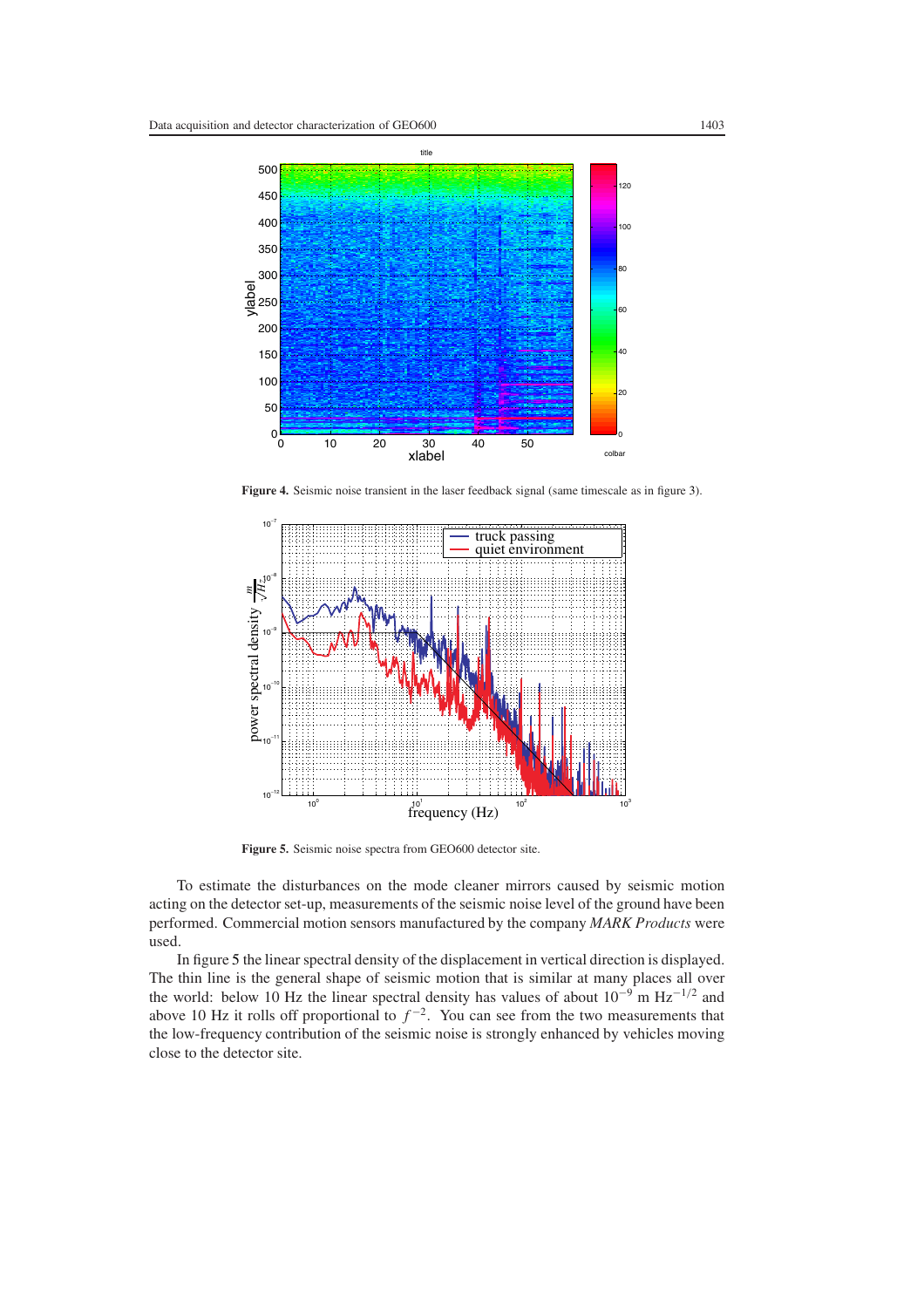**Figure 4.** Seismic noise transient in the laser feedback signal (same timescale as in figure 3).

**Figure 5.** Seismic noise spectra from GEO600 detector site.

To estimate the disturbances on the mode cleaner mirrors caused by seismic motion acting on the detector set-up, measurements of the seismic noise level of the ground have been performed. Commercial motion sensors manufactured by the company *MARK Products* were used.

In figure 5 the linear spectral density of the displacement in vertical direction is displayed. The thin line is the general shape of seismic motion that is similar at many places all over the world: below 10 Hz the linear spectral density has values of about $10^{-9}$ m $\mathrm{Hz}^{-1/2}$ and above 10 Hz it rolls off proportional to $f^{-2}$. You can see from the two measurements that the low-frequency contribution of the seismic noise is strongly enhanced by vehicles moving close to the detector site.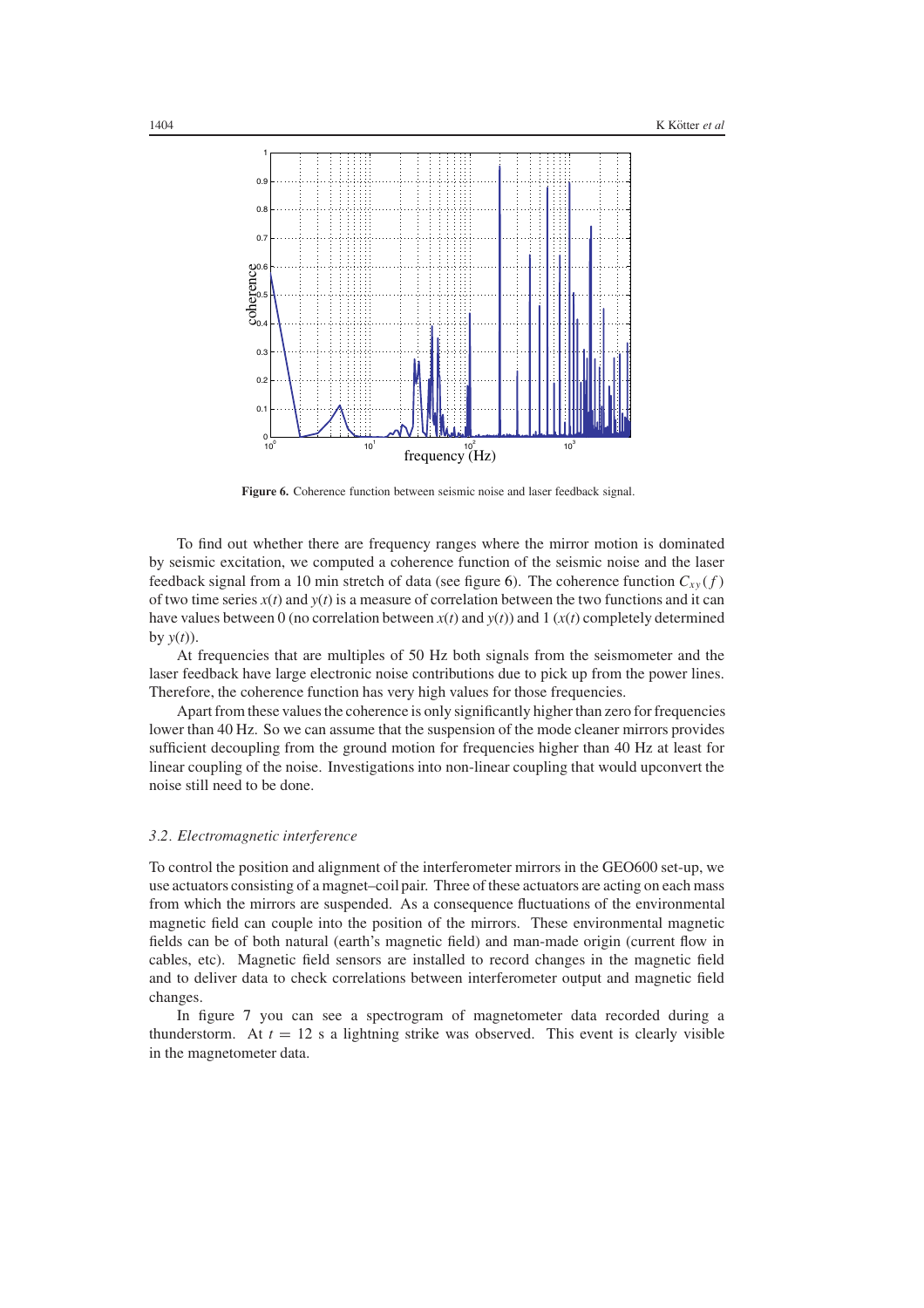**Figure 6.** Coherence function between seismic noise and laser feedback signal.

To find out whether there are frequency ranges where the mirror motion is dominated by seismic excitation, we computed a coherence function of the seismic noise and the laser feedback signal from a 10 min stretch of data (see figure 6). The coherence function $C_{xy}(f)$ of two time series $x(t)$ and $y(t)$ is a measure of correlation between the two functions and it can have values between 0 (no correlation between $x(t)$ and $y(t)$) and 1 ($x(t)$ completely determined by $y(t)$).

At frequencies that are multiples of 50 Hz both signals from the seismometer and the laser feedback have large electronic noise contributions due to pick up from the power lines. Therefore, the coherence function has very high values for those frequencies.

Apart from these values the coherence is only significantly higher than zero for frequencies lower than 40 Hz. So we can assume that the suspension of the mode cleaner mirrors provides sufficient decoupling from the ground motion for frequencies higher than 40 Hz at least for linear coupling of the noise. Investigations into non-linear coupling that would upconvert the noise still need to be done.

### *3.2. Electromagnetic interference*

To control the position and alignment of the interferometer mirrors in the GEO600 set-up, we use actuators consisting of a magnet–coil pair. Three of these actuators are acting on each mass from which the mirrors are suspended. As a consequence fluctuations of the environmental magnetic field can couple into the position of the mirrors. These environmental magnetic fields can be of both natural (earth's magnetic field) and man-made origin (current flow in cables, etc). Magnetic field sensors are installed to record changes in the magnetic field and to deliver data to check correlations between interferometer output and magnetic field changes.

In figure 7 you can see a spectrogram of magnetometer data recorded during a thunderstorm. At $t = 12$ s a lightning strike was observed. This event is clearly visible in the magnetometer data.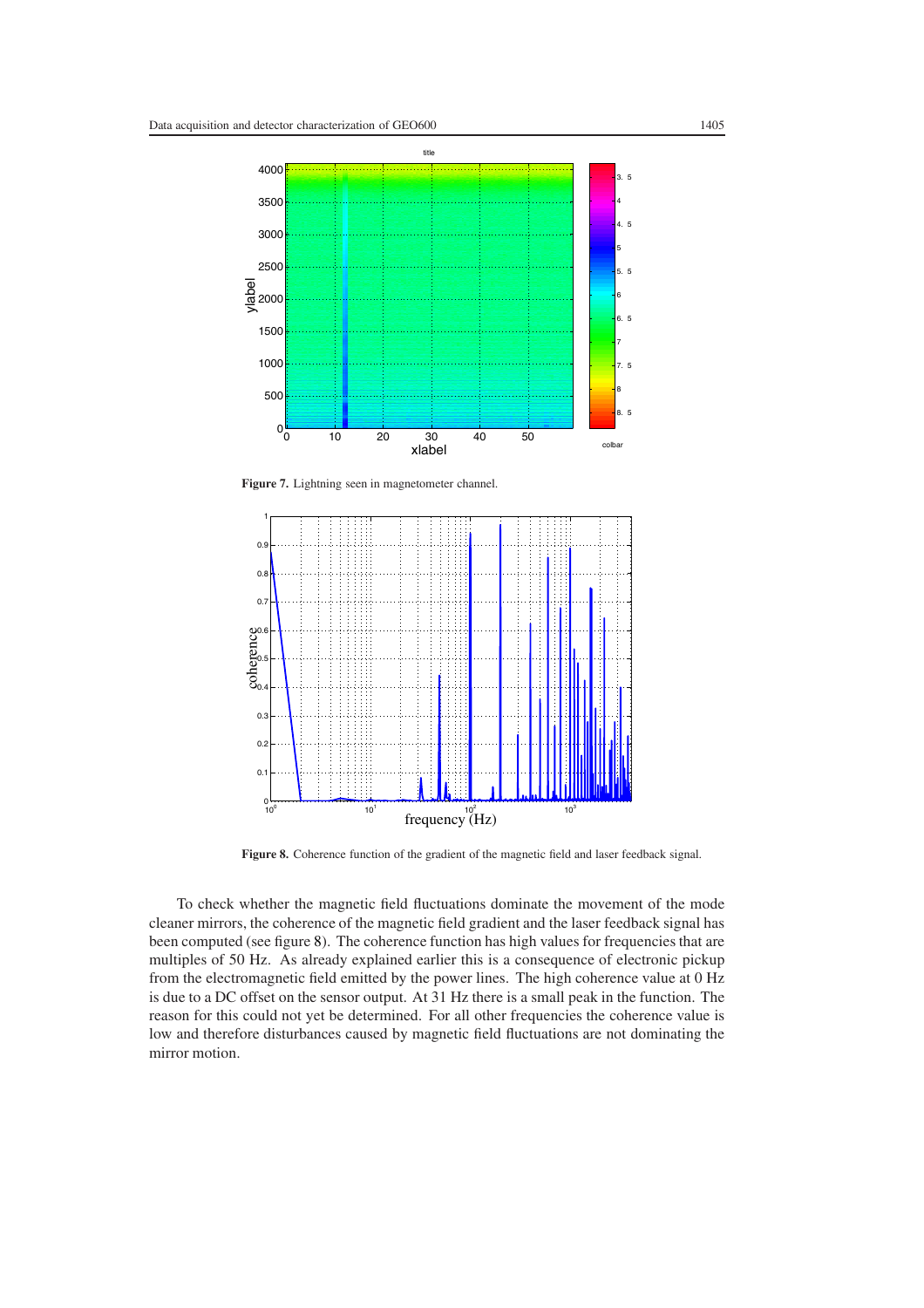**Figure 7.** Lightning seen in magnetometer channel.

**Figure 8.** Coherence function of the gradient of the magnetic field and laser feedback signal.

To check whether the magnetic field fluctuations dominate the movement of the mode cleaner mirrors, the coherence of the magnetic field gradient and the laser feedback signal has been computed (see figure 8). The coherence function has high values for frequencies that are multiples of 50 Hz. As already explained earlier this is a consequence of electronic pickup from the electromagnetic field emitted by the power lines. The high coherence value at 0 Hz is due to a DC offset on the sensor output. At 31 Hz there is a small peak in the function. The reason for this could not yet be determined. For all other frequencies the coherence value is low and therefore disturbances caused by magnetic field fluctuations are not dominating the mirror motion.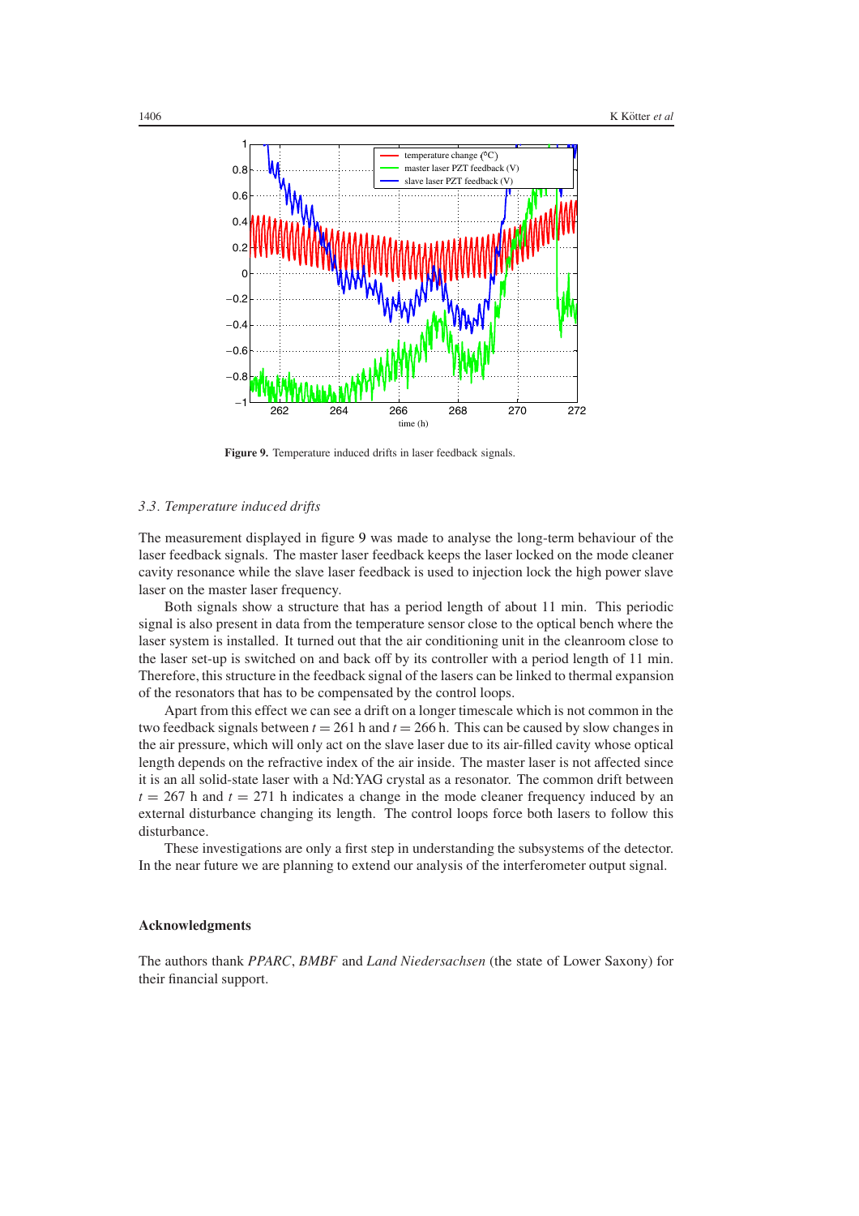**Figure 9.** Temperature induced drifts in laser feedback signals.

### 3.3. *Temperature induced drifts*

The measurement displayed in figure 9 was made to analyse the long-term behaviour of the laser feedback signals. The master laser feedback keeps the laser locked on the mode cleaner cavity resonance while the slave laser feedback is used to injection lock the high power slave laser on the master laser frequency.

Both signals show a structure that has a period length of about 11 min. This periodic signal is also present in data from the temperature sensor close to the optical bench where the laser system is installed. It turned out that the air conditioning unit in the cleanroom close to the laser set-up is switched on and back off by its controller with a period length of 11 min. Therefore, this structure in the feedback signal of the lasers can be linked to thermal expansion of the resonators that has to be compensated by the control loops.

Apart from this effect we can see a drift on a longer timescale which is not common in the two feedback signals between $t = 261$ h and $t = 266$ h. This can be caused by slow changes in the air pressure, which will only act on the slave laser due to its air-filled cavity whose optical length depends on the refractive index of the air inside. The master laser is not affected since it is an all solid-state laser with a Nd:YAG crystal as a resonator. The common drift between $t = 267$ h and $t = 271$ h indicates a change in the mode cleaner frequency induced by an external disturbance changing its length. The control loops force both lasers to follow this disturbance.

These investigations are only a first step in understanding the subsystems of the detector. In the near future we are planning to extend our analysis of the interferometer output signal.

## Acknowledgments

The authors thank *PPARC*, *BMBF* and *Land Niedersachsen* (the state of Lower Saxony) for their financial support.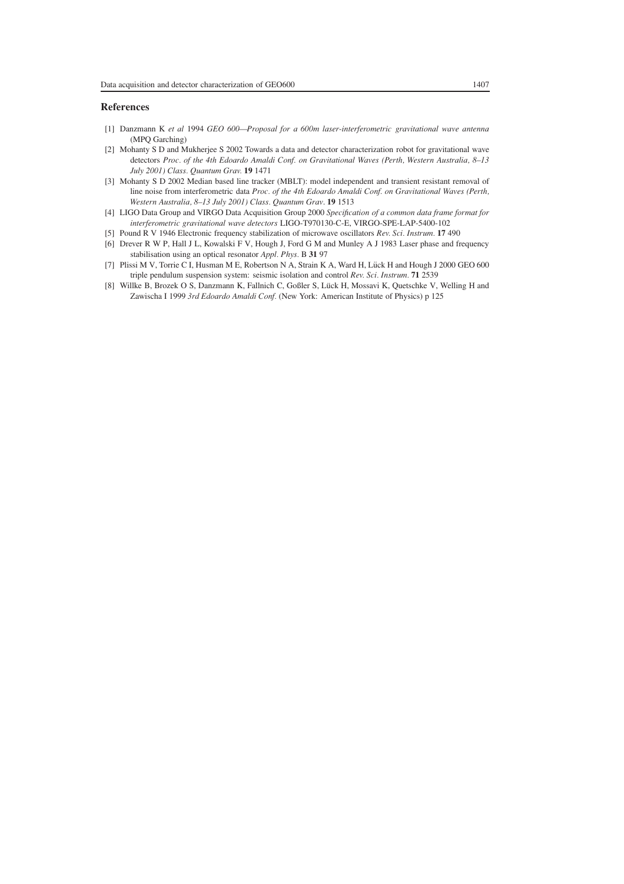## References

[1] Danzmann K *et al* 1994 *GEO 600—Proposal for a 600m laser-interferometric gravitational wave antenna* (MPQ Garching)

[2] Mohanty S D and Mukherjee S 2002 Towards a data and detector characterization robot for gravitational wave detectors *Proc. of the 4th Edoardo Amaldi Conf. on Gravitational Waves (Perth, Western Australia, 8–13 July 2001) Class. Quantum Grav.* **19** 1471

[3] Mohanty S D 2002 Median based line tracker (MBLT): model independent and transient resistant removal of line noise from interferometric data *Proc. of the 4th Edoardo Amaldi Conf. on Gravitational Waves (Perth, Western Australia, 8–13 July 2001) Class. Quantum Grav.* **19** 1513

[4] LIGO Data Group and VIRGO Data Acquisition Group 2000 *Specification of a common data frame format for interferometric gravitational wave detectors* LIGO-T970130-C-E, VIRGO-SPE-LAP-5400-102

[5] Pound R V 1946 Electronic frequency stabilization of microwave oscillators *Rev. Sci. Instrum.* **17** 490

[6] Drever R W P, Hall J L, Kowalski F V, Hough J, Ford G M and Munley A J 1983 Laser phase and frequency stabilisation using an optical resonator *Appl. Phys.* B **31** 97

[7] Plissi M V, Torrie C I, Husman M E, Robertson N A, Strain K A, Ward H, Lück H and Hough J 2000 GEO 600 triple pendulum suspension system: seismic isolation and control *Rev. Sci. Instrum.* **71** 2539

[8] Willke B, Brozek O S, Danzmann K, Fallnich C, Goßler S, Lück H, Mossavi K, Quetschke V, Welling H and Zawischa I 1999 *3rd Edoardo Amaldi Conf.* (New York: American Institute of Physics) p 125